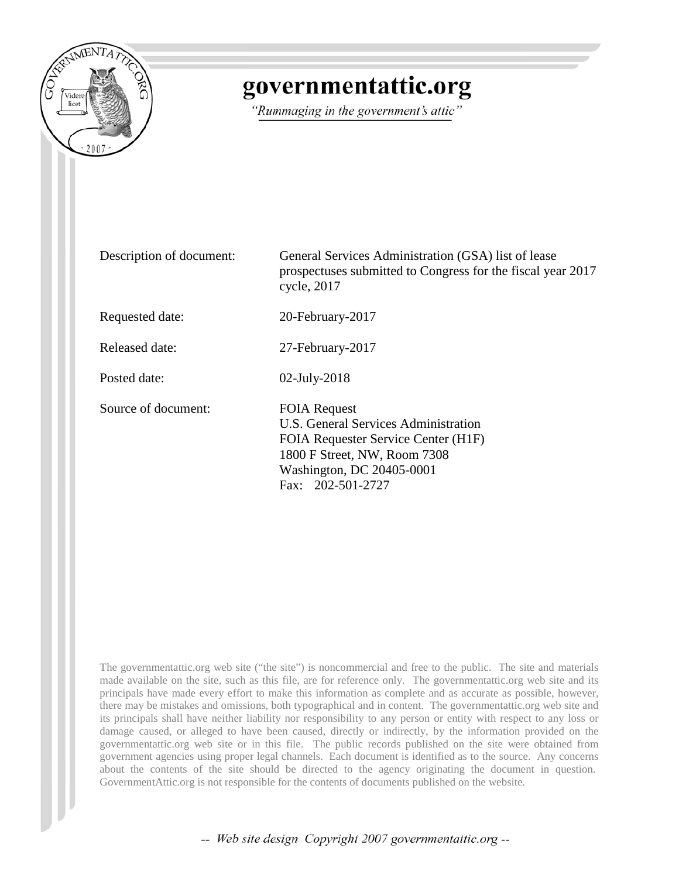# governmentattic.org

*"Rummaging in the government's attic"*

| | |
|---|---|
| Description of document: | General Services Administration (GSA) list of lease prospectuses submitted to Congress for the fiscal year 2017 cycle, 2017 |
| Requested date: | 20-February-2017 |
| Released date: | 27-February-2017 |
| Posted date: | 02-July-2018 |
| Source of document: | FOIA Request<br>U.S. General Services Administration<br>FOIA Requester Service Center (H1F)<br>1800 F Street, NW, Room 7308<br>Washington, DC 20405-0001<br>Fax: 202-501-2727 |

The governmentattic.org web site ("the site") is noncommercial and free to the public. The site and materials made available on the site, such as this file, are for reference only. The governmentattic.org web site and its principals have made every effort to make this information as complete and as accurate as possible, however, there may be mistakes and omissions, both typographical and in content. The governmentattic.org web site and its principals shall have neither liability nor responsibility to any person or entity with respect to any loss or damage caused, or alleged to have been caused, directly or indirectly, by the information provided on the governmentattic.org web site or in this file. The public records published on the site were obtained from government agencies using proper legal channels. Each document is identified as to the source. Any concerns about the contents of the site should be directed to the agency originating the document in question. GovernmentAttic.org is not responsible for the contents of documents published on the website.

*-- Web site design Copyright 2007 governmentattic.org --*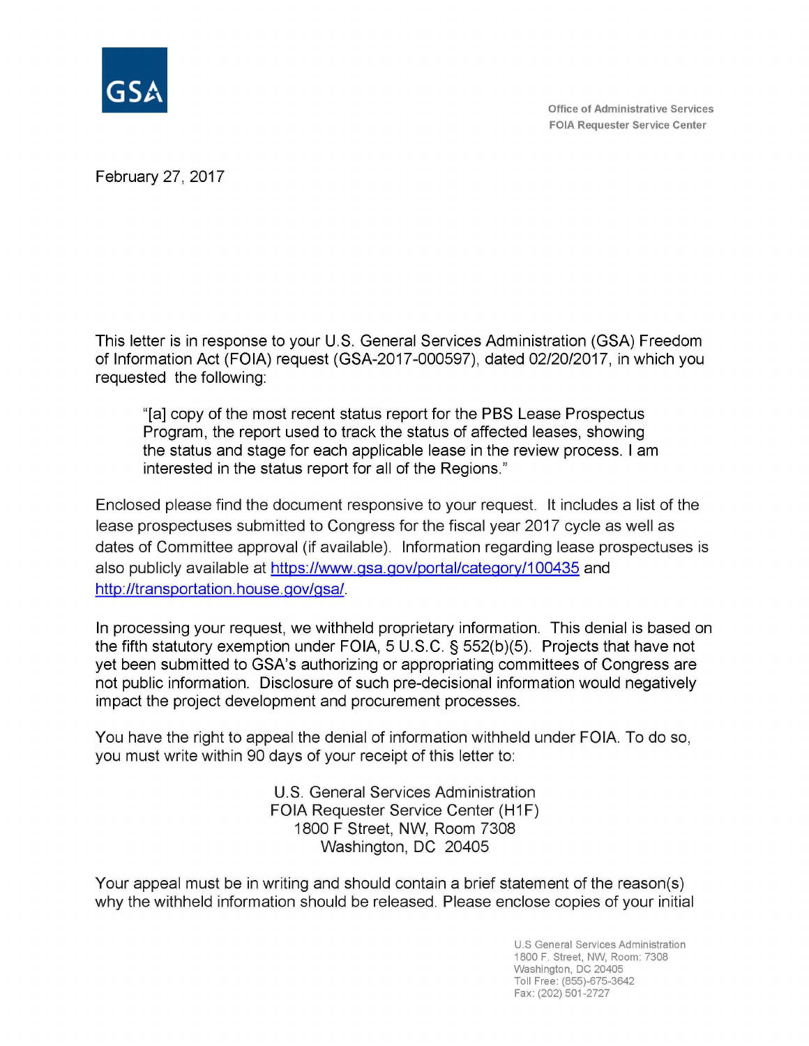GSA

Office of Administrative Services
FOIA Requester Service Center

February 27, 2017

This letter is in response to your U.S. General Services Administration (GSA) Freedom of Information Act (FOIA) request (GSA-2017-000597), dated 02/20/2017, in which you requested the following:

> "[a] copy of the most recent status report for the PBS Lease Prospectus Program, the report used to track the status of affected leases, showing the status and stage for each applicable lease in the review process. I am interested in the status report for all of the Regions."

Enclosed please find the document responsive to your request. It includes a list of the lease prospectuses submitted to Congress for the fiscal year 2017 cycle as well as dates of Committee approval (if available). Information regarding lease prospectuses is also publicly available at https://www.gsa.gov/portal/category/100435 and http://transportation.house.gov/gsa/.

In processing your request, we withheld proprietary information. This denial is based on the fifth statutory exemption under FOIA, 5 U.S.C. § 552(b)(5). Projects that have not yet been submitted to GSA's authorizing or appropriating committees of Congress are not public information. Disclosure of such pre-decisional information would negatively impact the project development and procurement processes.

You have the right to appeal the denial of information withheld under FOIA. To do so, you must write within 90 days of your receipt of this letter to:

U.S. General Services Administration
FOIA Requester Service Center (H1F)
1800 F Street, NW, Room 7308
Washington, DC 20405

Your appeal must be in writing and should contain a brief statement of the reason(s) why the withheld information should be released. Please enclose copies of your initial

U.S General Services Administration
1800 F. Street, NW, Room: 7308
Washington, DC 20405
Toll Free: (855)-675-3642
Fax: (202) 501-2727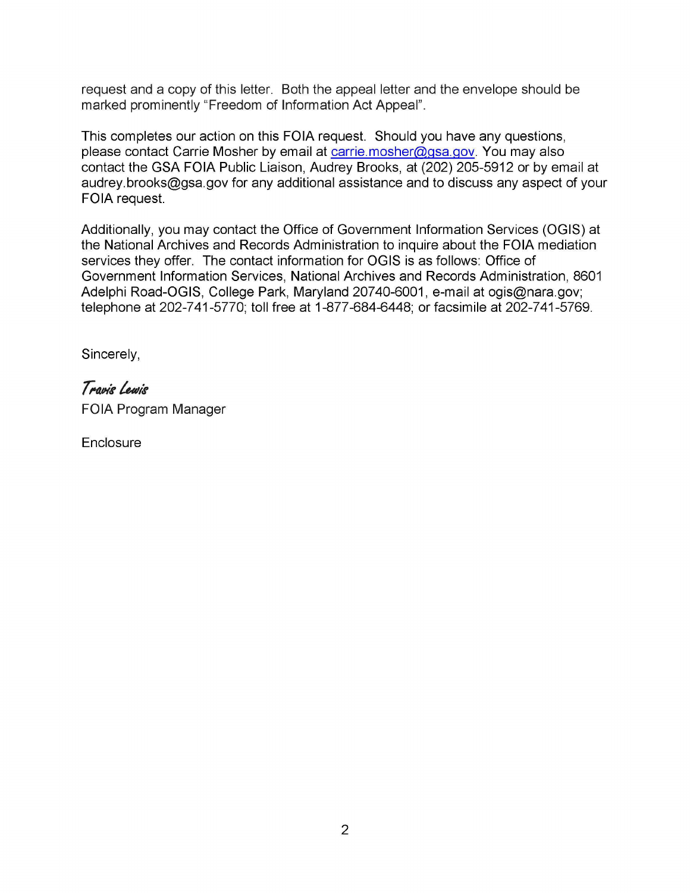request and a copy of this letter. Both the appeal letter and the envelope should be marked prominently "Freedom of Information Act Appeal".

This completes our action on this FOIA request. Should you have any questions, please contact Carrie Mosher by email at carrie.mosher@gsa.gov. You may also contact the GSA FOIA Public Liaison, Audrey Brooks, at (202) 205-5912 or by email at audrey.brooks@gsa.gov for any additional assistance and to discuss any aspect of your FOIA request.

Additionally, you may contact the Office of Government Information Services (OGIS) at the National Archives and Records Administration to inquire about the FOIA mediation services they offer. The contact information for OGIS is as follows: Office of Government Information Services, National Archives and Records Administration, 8601 Adelphi Road-OGIS, College Park, Maryland 20740-6001, e-mail at ogis@nara.gov; telephone at 202-741-5770; toll free at 1-877-684-6448; or facsimile at 202-741-5769.

Sincerely,

*Travis Lewis*
FOIA Program Manager

Enclosure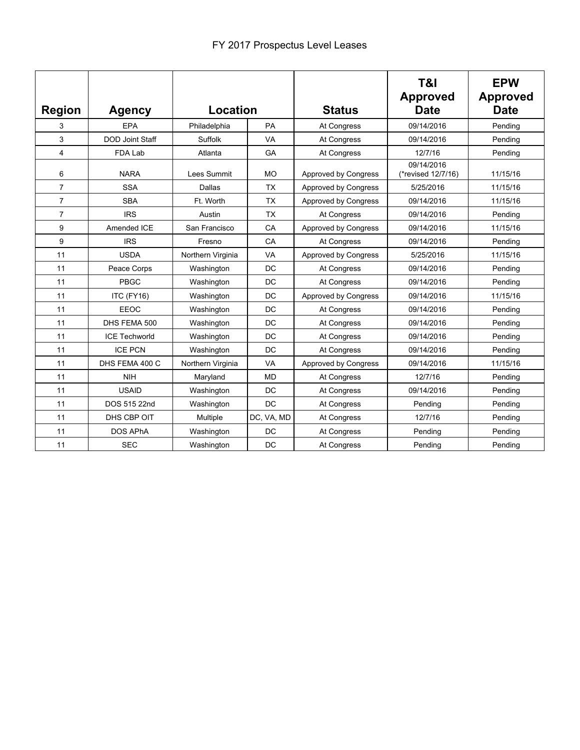FY 2017 Prospectus Level Leases

| Region | Agency | Location | | Status | T&I Approved Date | EPW Approved Date |
|---|---|---|---|---|---|---|
| 3 | EPA | Philadelphia | PA | At Congress | 09/14/2016 | Pending |
| 3 | DOD Joint Staff | Suffolk | VA | At Congress | 09/14/2016 | Pending |
| 4 | FDA Lab | Atlanta | GA | At Congress | 12/7/16 | Pending |
| 6 | NARA | Lees Summit | MO | Approved by Congress | 09/14/2016 (*revised 12/7/16) | 11/15/16 |
| 7 | SSA | Dallas | TX | Approved by Congress | 5/25/2016 | 11/15/16 |
| 7 | SBA | Ft. Worth | TX | Approved by Congress | 09/14/2016 | 11/15/16 |
| 7 | IRS | Austin | TX | At Congress | 09/14/2016 | Pending |
| 9 | Amended ICE | San Francisco | CA | Approved by Congress | 09/14/2016 | 11/15/16 |
| 9 | IRS | Fresno | CA | At Congress | 09/14/2016 | Pending |
| 11 | USDA | Northern Virginia | VA | Approved by Congress | 5/25/2016 | 11/15/16 |
| 11 | Peace Corps | Washington | DC | At Congress | 09/14/2016 | Pending |
| 11 | PBGC | Washington | DC | At Congress | 09/14/2016 | Pending |
| 11 | ITC (FY16) | Washington | DC | Approved by Congress | 09/14/2016 | 11/15/16 |
| 11 | EEOC | Washington | DC | At Congress | 09/14/2016 | Pending |
| 11 | DHS FEMA 500 | Washington | DC | At Congress | 09/14/2016 | Pending |
| 11 | ICE Techworld | Washington | DC | At Congress | 09/14/2016 | Pending |
| 11 | ICE PCN | Washington | DC | At Congress | 09/14/2016 | Pending |
| 11 | DHS FEMA 400 C | Northern Virginia | VA | Approved by Congress | 09/14/2016 | 11/15/16 |
| 11 | NIH | Maryland | MD | At Congress | 12/7/16 | Pending |
| 11 | USAID | Washington | DC | At Congress | 09/14/2016 | Pending |
| 11 | DOS 515 22nd | Washington | DC | At Congress | Pending | Pending |
| 11 | DHS CBP OIT | Multiple | DC, VA, MD | At Congress | 12/7/16 | Pending |
| 11 | DOS APhA | Washington | DC | At Congress | Pending | Pending |
| 11 | SEC | Washington | DC | At Congress | Pending | Pending |